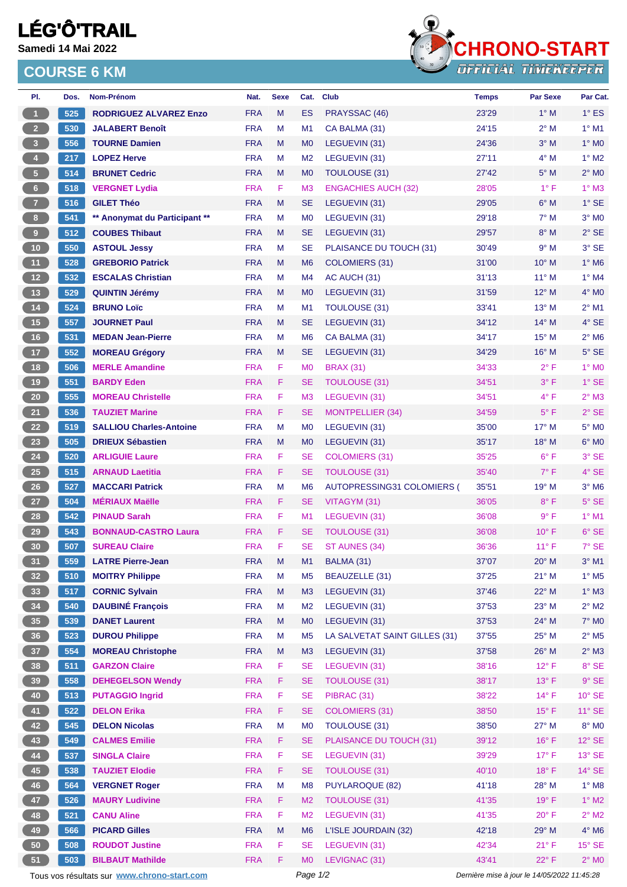# LÉG'Ô'TRAIL

**Samedi 14 Mai 2022**

## COURSE 6 KM

CHRONO-START
OFFICIAL TIMEKEEPER

| Pl. | Dos. | Nom-Prénom | Nat. | Sexe | Cat. | Club | Temps | Par Sexe | Par Cat. |
|---|---|---|---|---|---|---|---|---|---|
| 1 | 525 | RODRIGUEZ ALVAREZ Enzo | FRA | M | ES | PRAYSSAC (46) | 23'29 | 1° M | 1° ES |
| 2 | 530 | JALABERT Benoît | FRA | M | M1 | CA BALMA (31) | 24'15 | 2° M | 1° M1 |
| 3 | 556 | TOURNE Damien | FRA | M | M0 | LEGUEVIN (31) | 24'36 | 3° M | 1° M0 |
| 4 | 217 | LOPEZ Herve | FRA | M | M2 | LEGUEVIN (31) | 27'11 | 4° M | 1° M2 |
| 5 | 514 | BRUNET Cedric | FRA | M | M0 | TOULOUSE (31) | 27'42 | 5° M | 2° M0 |
| 6 | 518 | VERGNET Lydia | FRA | F | M3 | ENGACHIES AUCH (32) | 28'05 | 1° F | 1° M3 |
| 7 | 516 | GILET Théo | FRA | M | SE | LEGUEVIN (31) | 29'05 | 6° M | 1° SE |
| 8 | 541 | ** Anonymat du Participant ** | FRA | M | M0 | LEGUEVIN (31) | 29'18 | 7° M | 3° M0 |
| 9 | 512 | COUBES Thibaut | FRA | M | SE | LEGUEVIN (31) | 29'57 | 8° M | 2° SE |
| 10 | 550 | ASTOUL Jessy | FRA | M | SE | PLAISANCE DU TOUCH (31) | 30'49 | 9° M | 3° SE |
| 11 | 528 | GREBORIO Patrick | FRA | M | M6 | COLOMIERS (31) | 31'00 | 10° M | 1° M6 |
| 12 | 532 | ESCALAS Christian | FRA | M | M4 | AC AUCH (31) | 31'13 | 11° M | 1° M4 |
| 13 | 529 | QUINTIN Jérémy | FRA | M | M0 | LEGUEVIN (31) | 31'59 | 12° M | 4° M0 |
| 14 | 524 | BRUNO Loïc | FRA | M | M1 | TOULOUSE (31) | 33'41 | 13° M | 2° M1 |
| 15 | 557 | JOURNET Paul | FRA | M | SE | LEGUEVIN (31) | 34'12 | 14° M | 4° SE |
| 16 | 531 | MEDAN Jean-Pierre | FRA | M | M6 | CA BALMA (31) | 34'17 | 15° M | 2° M6 |
| 17 | 552 | MOREAU Grégory | FRA | M | SE | LEGUEVIN (31) | 34'29 | 16° M | 5° SE |
| 18 | 506 | MERLE Amandine | FRA | F | M0 | BRAX (31) | 34'33 | 2° F | 1° M0 |
| 19 | 551 | BARDY Eden | FRA | F | SE | TOULOUSE (31) | 34'51 | 3° F | 1° SE |
| 20 | 555 | MOREAU Christelle | FRA | F | M3 | LEGUEVIN (31) | 34'51 | 4° F | 2° M3 |
| 21 | 536 | TAUZIET Marine | FRA | F | SE | MONTPELLIER (34) | 34'59 | 5° F | 2° SE |
| 22 | 519 | SALLIOU Charles-Antoine | FRA | M | M0 | LEGUEVIN (31) | 35'00 | 17° M | 5° M0 |
| 23 | 505 | DRIEUX Sébastien | FRA | M | M0 | LEGUEVIN (31) | 35'17 | 18° M | 6° M0 |
| 24 | 520 | ARLIGUIE Laure | FRA | F | SE | COLOMIERS (31) | 35'25 | 6° F | 3° SE |
| 25 | 515 | ARNAUD Laetitia | FRA | F | SE | TOULOUSE (31) | 35'40 | 7° F | 4° SE |
| 26 | 527 | MACCARI Patrick | FRA | M | M6 | AUTOPRESSING31 COLOMIERS ( | 35'51 | 19° M | 3° M6 |
| 27 | 504 | MÉRIAUX Maëlle | FRA | F | SE | VITAGYM (31) | 36'05 | 8° F | 5° SE |
| 28 | 542 | PINAUD Sarah | FRA | F | M1 | LEGUEVIN (31) | 36'08 | 9° F | 1° M1 |
| 29 | 543 | BONNAUD-CASTRO Laura | FRA | F | SE | TOULOUSE (31) | 36'08 | 10° F | 6° SE |
| 30 | 507 | SUREAU Claire | FRA | F | SE | ST AUNES (34) | 36'36 | 11° F | 7° SE |
| 31 | 559 | LATRE Pierre-Jean | FRA | M | M1 | BALMA (31) | 37'07 | 20° M | 3° M1 |
| 32 | 510 | MOITRY Philippe | FRA | M | M5 | BEAUZELLE (31) | 37'25 | 21° M | 1° M5 |
| 33 | 517 | CORNIC Sylvain | FRA | M | M3 | LEGUEVIN (31) | 37'46 | 22° M | 1° M3 |
| 34 | 540 | DAUBINÉ François | FRA | M | M2 | LEGUEVIN (31) | 37'53 | 23° M | 2° M2 |
| 35 | 539 | DANET Laurent | FRA | M | M0 | LEGUEVIN (31) | 37'53 | 24° M | 7° M0 |
| 36 | 523 | DUROU Philippe | FRA | M | M5 | LA SALVETAT SAINT GILLES (31) | 37'55 | 25° M | 2° M5 |
| 37 | 554 | MOREAU Christophe | FRA | M | M3 | LEGUEVIN (31) | 37'58 | 26° M | 2° M3 |
| 38 | 511 | GARZON Claire | FRA | F | SE | LEGUEVIN (31) | 38'16 | 12° F | 8° SE |
| 39 | 558 | DEHEGELSON Wendy | FRA | F | SE | TOULOUSE (31) | 38'17 | 13° F | 9° SE |
| 40 | 513 | PUTAGGIO Ingrid | FRA | F | SE | PIBRAC (31) | 38'22 | 14° F | 10° SE |
| 41 | 522 | DELON Erika | FRA | F | SE | COLOMIERS (31) | 38'50 | 15° F | 11° SE |
| 42 | 545 | DELON Nicolas | FRA | M | M0 | TOULOUSE (31) | 38'50 | 27° M | 8° M0 |
| 43 | 549 | CALMES Emilie | FRA | F | SE | PLAISANCE DU TOUCH (31) | 39'12 | 16° F | 12° SE |
| 44 | 537 | SINGLA Claire | FRA | F | SE | LEGUEVIN (31) | 39'29 | 17° F | 13° SE |
| 45 | 538 | TAUZIET Elodie | FRA | F | SE | TOULOUSE (31) | 40'10 | 18° F | 14° SE |
| 46 | 564 | VERGNET Roger | FRA | M | M8 | PUYLAROQUE (82) | 41'18 | 28° M | 1° M8 |
| 47 | 526 | MAURY Ludivine | FRA | F | M2 | TOULOUSE (31) | 41'35 | 19° F | 1° M2 |
| 48 | 521 | CANU Aline | FRA | F | M2 | LEGUEVIN (31) | 41'35 | 20° F | 2° M2 |
| 49 | 566 | PICARD Gilles | FRA | M | M6 | L'ISLE JOURDAIN (32) | 42'18 | 29° M | 4° M6 |
| 50 | 508 | ROUDOT Justine | FRA | F | SE | LEGUEVIN (31) | 42'34 | 21° F | 15° SE |
| 51 | 503 | BILBAUT Mathilde | FRA | F | M0 | LEVIGNAC (31) | 43'41 | 22° F | 2° M0 |

Tous vos résultats sur www.chrono-start.com

Dernière mise à jour le 14/05/2022 11:45:28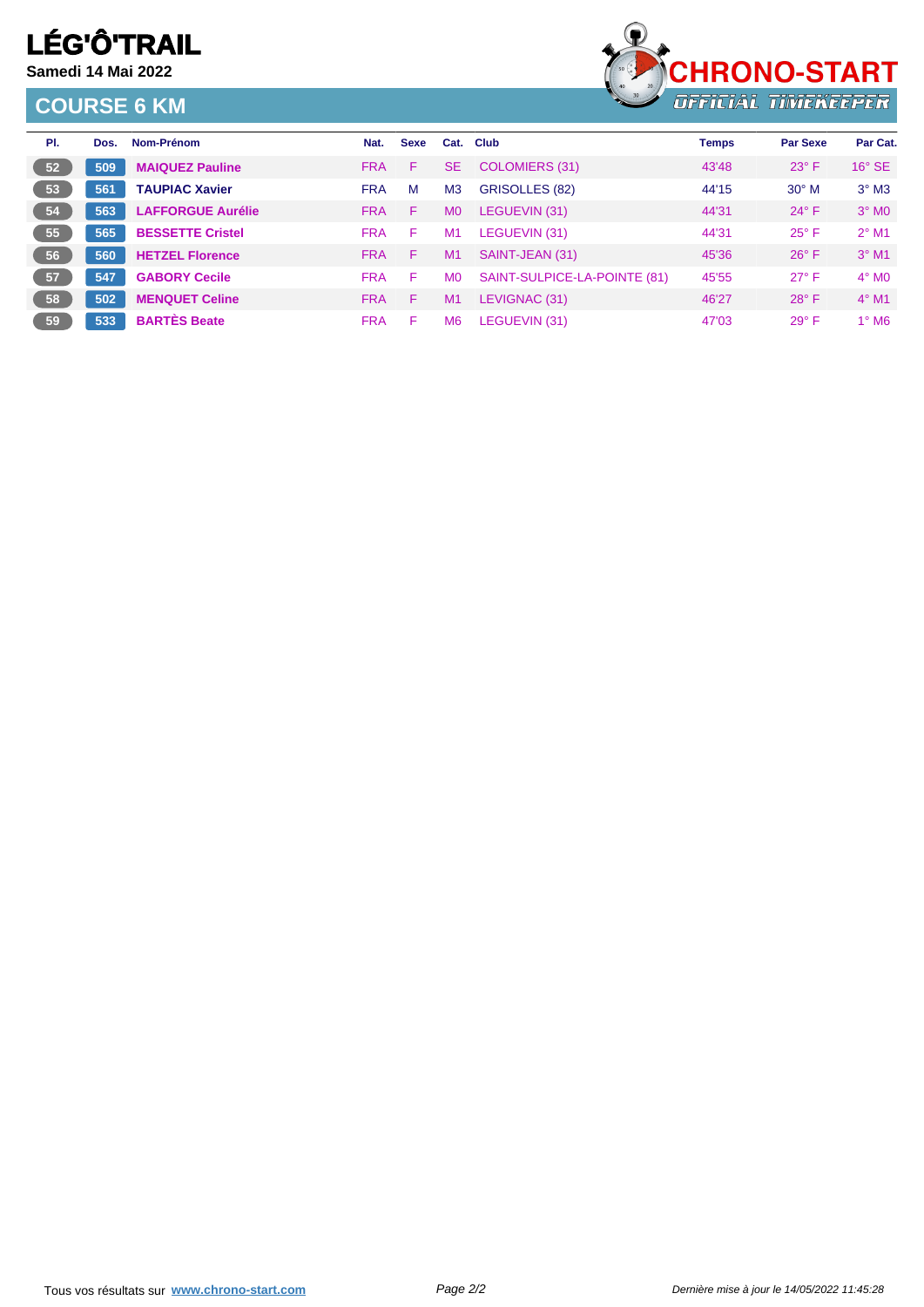# LÉG'Ô'TRAIL

**Samedi 14 Mai 2022**

CHRONO-START
OFFICIAL TIMEKEEPER

## COURSE 6 KM

| Pl. | Dos. | Nom-Prénom | Nat. | Sexe | Cat. | Club | Temps | Par Sexe | Par Cat. |
|---|---|---|---|---|---|---|---|---|---|
| 52 | 509 | **MAIQUEZ Pauline** | FRA | F | SE | COLOMIERS (31) | 43'48 | 23° F | 16° SE |
| 53 | 561 | **TAUPIAC Xavier** | FRA | M | M3 | GRISOLLES (82) | 44'15 | 30° M | 3° M3 |
| 54 | 563 | **LAFFORGUE Aurélie** | FRA | F | M0 | LEGUEVIN (31) | 44'31 | 24° F | 3° M0 |
| 55 | 565 | **BESSETTE Cristel** | FRA | F | M1 | LEGUEVIN (31) | 44'31 | 25° F | 2° M1 |
| 56 | 560 | **HETZEL Florence** | FRA | F | M1 | SAINT-JEAN (31) | 45'36 | 26° F | 3° M1 |
| 57 | 547 | **GABORY Cecile** | FRA | F | M0 | SAINT-SULPICE-LA-POINTE (81) | 45'55 | 27° F | 4° M0 |
| 58 | 502 | **MENQUET Celine** | FRA | F | M1 | LEVIGNAC (31) | 46'27 | 28° F | 4° M1 |
| 59 | 533 | **BARTÈS Beate** | FRA | F | M6 | LEGUEVIN (31) | 47'03 | 29° F | 1° M6 |

Tous vos résultats sur www.chrono-start.com

*Dernière mise à jour le 14/05/2022 11:45:28*